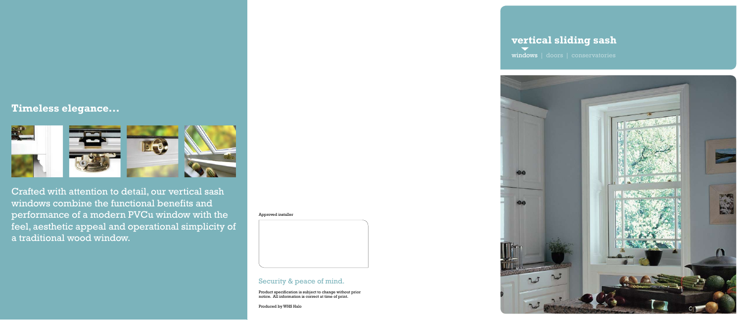## Timeless elegance...

Crafted with attention to detail, our vertical sash windows combine the functional benefits and performance of a modern PVCu window with the feel, aesthetic appeal and operational simplicity of a traditional wood window.

Approved installer

### Security & peace of mind.

Product specification is subject to change without prior notice. All information is correct at time of print.

Produced by WHS Halo

# vertical sliding sash

windows | doors | conservatories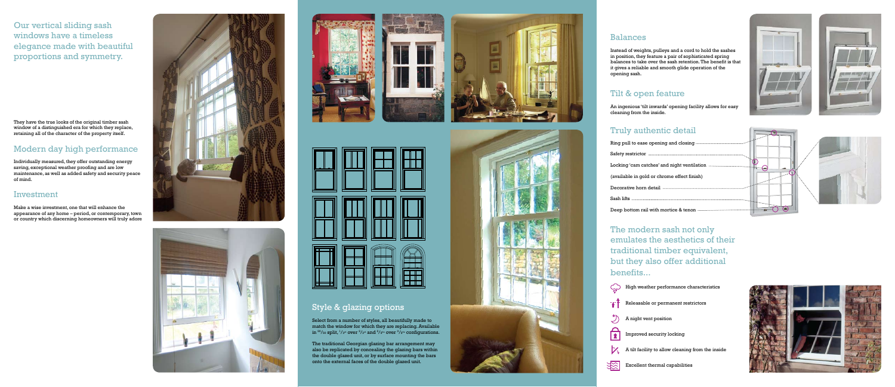## Our vertical sliding sash windows have a timeless elegance made with beautiful proportions and symmetry.

They have the true looks of the original timber sash window of a distinguished era for which they replace, retaining all of the character of the property itself.

## Modern day high performance

Individually measured, they offer outstanding energy saving, exceptional weather proofing and are low maintenance, as well as added safety and security peace of mind.

## Investment

Make a wise investment, one that will enhance the appearance of any home – period, or contemporary, town or country which discerning homeowners will truly adore

## Style & glazing options

Select from a number of styles, all beautifully made to match the window for which they are replacing. Available in 50/50 split, 1/3rd over 2/3rd and 2/3rd over 1/3rd configurations.

The traditional Georgian glazing bar arrangement may also be replicated by concealing the glazing bars within the double glazed unit, or by surface mounting the bars onto the external faces of the double glazed unit.

## Balances

Instead of weights, pulleys and a cord to hold the sashes in position, they feature a pair of sophisticated spring balances to take over the sash retention. The benefit is that it gives a reliable and smooth glide operation of the opening sash.

## Tilt & open feature

An ingenious 'tilt inwards' opening facility allows for easy cleaning from the inside.

## Truly authentic detail

- Ring pull to ease opening and closing
- Safety restrictor
- Locking 'cam catches' and night ventilation
- (available in gold or chrome effect finish)
- Decorative horn detail
- Sash lifts
- Deep bottom rail with mortice & tenon

## The modern sash not only emulates the aesthetics of their traditional timber equivalent, but they also offer additional benefits...

- High weather performance characteristics
- Releasable or permanent restrictors
- A night vent position
- Improved security locking
- A tilt facility to allow cleaning from the inside
- Excellent thermal capabilities